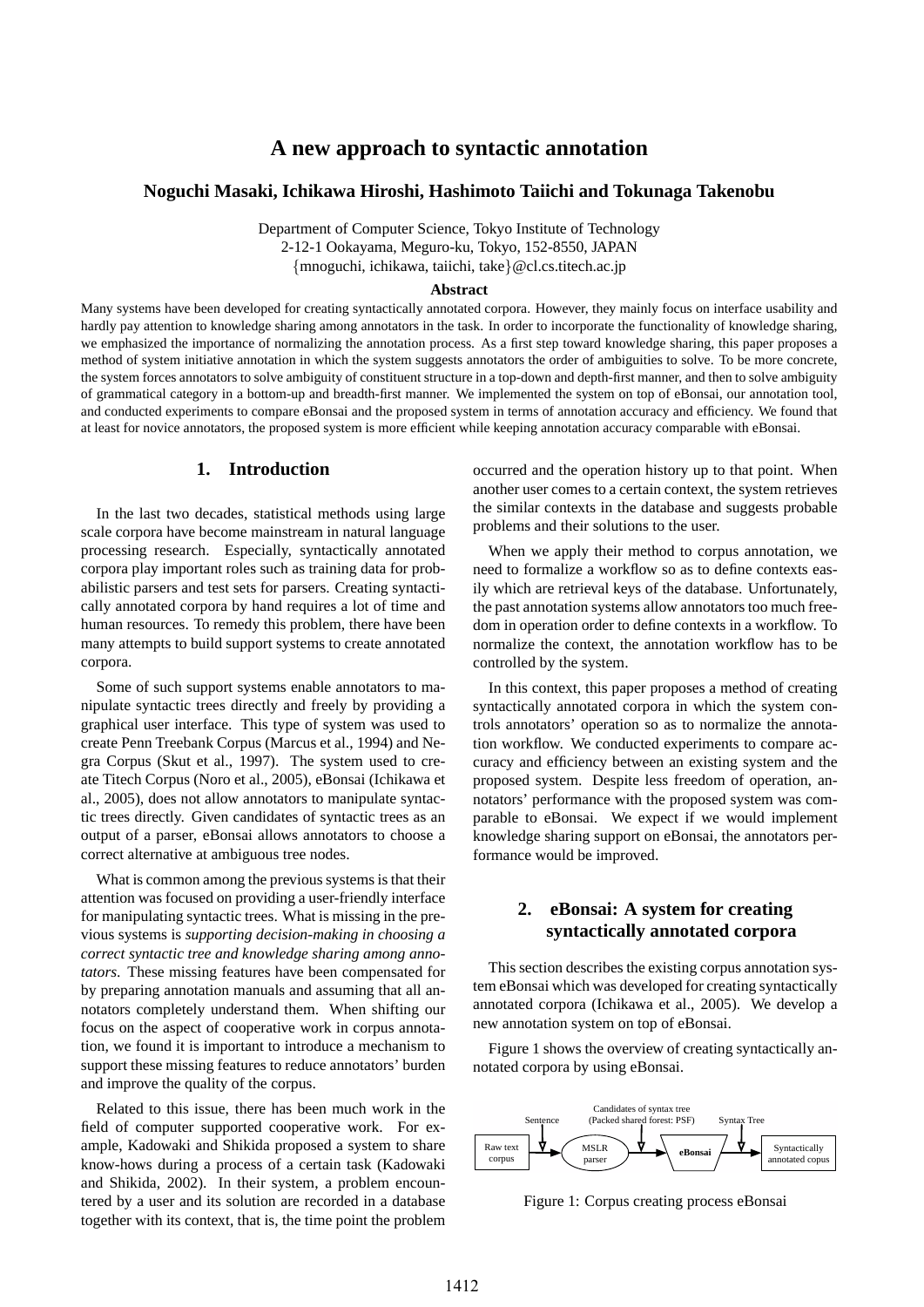# A new approach to syntactic annotation

**Noguchi Masaki, Ichikawa Hiroshi, Hashimoto Taiichi and Tokunaga Takenobu**

Department of Computer Science, Tokyo Institute of Technology
2-12-1 Ookayama, Meguro-ku, Tokyo, 152-8550, JAPAN
{mnoguchi, ichikawa, taiichi, take}@cl.cs.titech.ac.jp

**Abstract**

Many systems have been developed for creating syntactically annotated corpora. However, they mainly focus on interface usability and hardly pay attention to knowledge sharing among annotators in the task. In order to incorporate the functionality of knowledge sharing, we emphasized the importance of normalizing the annotation process. As a first step toward knowledge sharing, this paper proposes a method of system initiative annotation in which the system suggests annotators the order of ambiguities to solve. To be more concrete, the system forces annotators to solve ambiguity of constituent structure in a top-down and depth-first manner, and then to solve ambiguity of grammatical category in a bottom-up and breadth-first manner. We implemented the system on top of eBonsai, our annotation tool, and conducted experiments to compare eBonsai and the proposed system in terms of annotation accuracy and efficiency. We found that at least for novice annotators, the proposed system is more efficient while keeping annotation accuracy comparable with eBonsai.

## 1. Introduction

In the last two decades, statistical methods using large scale corpora have become mainstream in natural language processing research. Especially, syntactically annotated corpora play important roles such as training data for probabilistic parsers and test sets for parsers. Creating syntactically annotated corpora by hand requires a lot of time and human resources. To remedy this problem, there have been many attempts to build support systems to create annotated corpora.

Some of such support systems enable annotators to manipulate syntactic trees directly and freely by providing a graphical user interface. This type of system was used to create Penn Treebank Corpus (Marcus et al., 1994) and Negra Corpus (Skut et al., 1997). The system used to create Titech Corpus (Noro et al., 2005), eBonsai (Ichikawa et al., 2005), does not allow annotators to manipulate syntactic trees directly. Given candidates of syntactic trees as an output of a parser, eBonsai allows annotators to choose a correct alternative at ambiguous tree nodes.

What is common among the previous systems is that their attention was focused on providing a user-friendly interface for manipulating syntactic trees. What is missing in the previous systems is *supporting decision-making in choosing a correct syntactic tree and knowledge sharing among annotators*. These missing features have been compensated for by preparing annotation manuals and assuming that all annotators completely understand them. When shifting our focus on the aspect of cooperative work in corpus annotation, we found it is important to introduce a mechanism to support these missing features to reduce annotators' burden and improve the quality of the corpus.

Related to this issue, there has been much work in the field of computer supported cooperative work. For example, Kadowaki and Shikida proposed a system to share know-hows during a process of a certain task (Kadowaki and Shikida, 2002). In their system, a problem encountered by a user and its solution are recorded in a database together with its context, that is, the time point the problem occurred and the operation history up to that point. When another user comes to a certain context, the system retrieves the similar contexts in the database and suggests probable problems and their solutions to the user.

When we apply their method to corpus annotation, we need to formalize a workflow so as to define contexts easily which are retrieval keys of the database. Unfortunately, the past annotation systems allow annotators too much freedom in operation order to define contexts in a workflow. To normalize the context, the annotation workflow has to be controlled by the system.

In this context, this paper proposes a method of creating syntactically annotated corpora in which the system controls annotators' operation so as to normalize the annotation workflow. We conducted experiments to compare accuracy and efficiency between an existing system and the proposed system. Despite less freedom of operation, annotators' performance with the proposed system was comparable to eBonsai. We expect if we would implement knowledge sharing support on eBonsai, the annotators performance would be improved.

## 2. eBonsai: A system for creating syntactically annotated corpora

This section describes the existing corpus annotation system eBonsai which was developed for creating syntactically annotated corpora (Ichikawa et al., 2005). We develop a new annotation system on top of eBonsai.

Figure 1 shows the overview of creating syntactically annotated corpora by using eBonsai.

Raw text corpus → (Sentence) → MSLR parser → (Candidates of syntax tree (Packed shared forest: PSF)) → eBonsai → (Syntax Tree) → Syntactically annotated copus

Figure 1: Corpus creating process eBonsai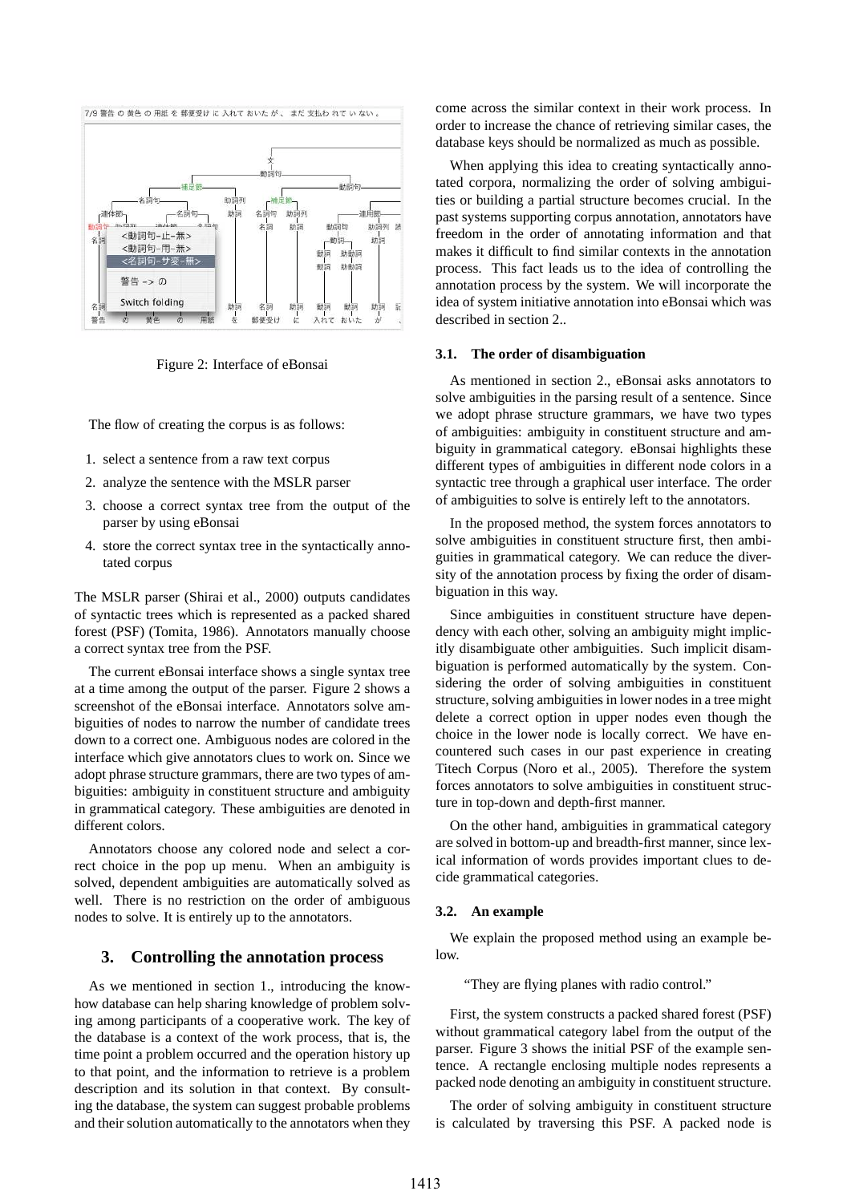Figure 2: Interface of eBonsai

The flow of creating the corpus is as follows:

1. select a sentence from a raw text corpus
2. analyze the sentence with the MSLR parser
3. choose a correct syntax tree from the output of the parser by using eBonsai
4. store the correct syntax tree in the syntactically annotated corpus

The MSLR parser (Shirai et al., 2000) outputs candidates of syntactic trees which is represented as a packed shared forest (PSF) (Tomita, 1986). Annotators manually choose a correct syntax tree from the PSF.

The current eBonsai interface shows a single syntax tree at a time among the output of the parser. Figure 2 shows a screenshot of the eBonsai interface. Annotators solve ambiguities of nodes to narrow the number of candidate trees down to a correct one. Ambiguous nodes are colored in the interface which give annotators clues to work on. Since we adopt phrase structure grammars, there are two types of ambiguities: ambiguity in constituent structure and ambiguity in grammatical category. These ambiguities are denoted in different colors.

Annotators choose any colored node and select a correct choice in the pop up menu. When an ambiguity is solved, dependent ambiguities are automatically solved as well. There is no restriction on the order of ambiguous nodes to solve. It is entirely up to the annotators.

## 3. Controlling the annotation process

As we mentioned in section 1., introducing the know-how database can help sharing knowledge of problem solving among participants of a cooperative work. The key of the database is a context of the work process, that is, the time point a problem occurred and the operation history up to that point, and the information to retrieve is a problem description and its solution in that context. By consulting the database, the system can suggest probable problems and their solution automatically to the annotators when they come across the similar context in their work process. In order to increase the chance of retrieving similar cases, the database keys should be normalized as much as possible.

When applying this idea to creating syntactically annotated corpora, normalizing the order of solving ambiguities or building a partial structure becomes crucial. In the past systems supporting corpus annotation, annotators have freedom in the order of annotating information and that makes it difficult to find similar contexts in the annotation process. This fact leads us to the idea of controlling the annotation process by the system. We will incorporate the idea of system initiative annotation into eBonsai which was described in section 2..

### 3.1. The order of disambiguation

As mentioned in section 2., eBonsai asks annotators to solve ambiguities in the parsing result of a sentence. Since we adopt phrase structure grammars, we have two types of ambiguities: ambiguity in constituent structure and ambiguity in grammatical category. eBonsai highlights these different types of ambiguities in different node colors in a syntactic tree through a graphical user interface. The order of ambiguities to solve is entirely left to the annotators.

In the proposed method, the system forces annotators to solve ambiguities in constituent structure first, then ambiguities in grammatical category. We can reduce the diversity of the annotation process by fixing the order of disambiguation in this way.

Since ambiguities in constituent structure have dependency with each other, solving an ambiguity might implicitly disambiguate other ambiguities. Such implicit disambiguation is performed automatically by the system. Considering the order of solving ambiguities in constituent structure, solving ambiguities in lower nodes in a tree might delete a correct option in upper nodes even though the choice in the lower node is locally correct. We have encountered such cases in our past experience in creating Titech Corpus (Noro et al., 2005). Therefore the system forces annotators to solve ambiguities in constituent structure in top-down and depth-first manner.

On the other hand, ambiguities in grammatical category are solved in bottom-up and breadth-first manner, since lexical information of words provides important clues to decide grammatical categories.

### 3.2. An example

We explain the proposed method using an example below.

"They are flying planes with radio control."

First, the system constructs a packed shared forest (PSF) without grammatical category label from the output of the parser. Figure 3 shows the initial PSF of the example sentence. A rectangle enclosing multiple nodes represents a packed node denoting an ambiguity in constituent structure.

The order of solving ambiguity in constituent structure is calculated by traversing this PSF. A packed node is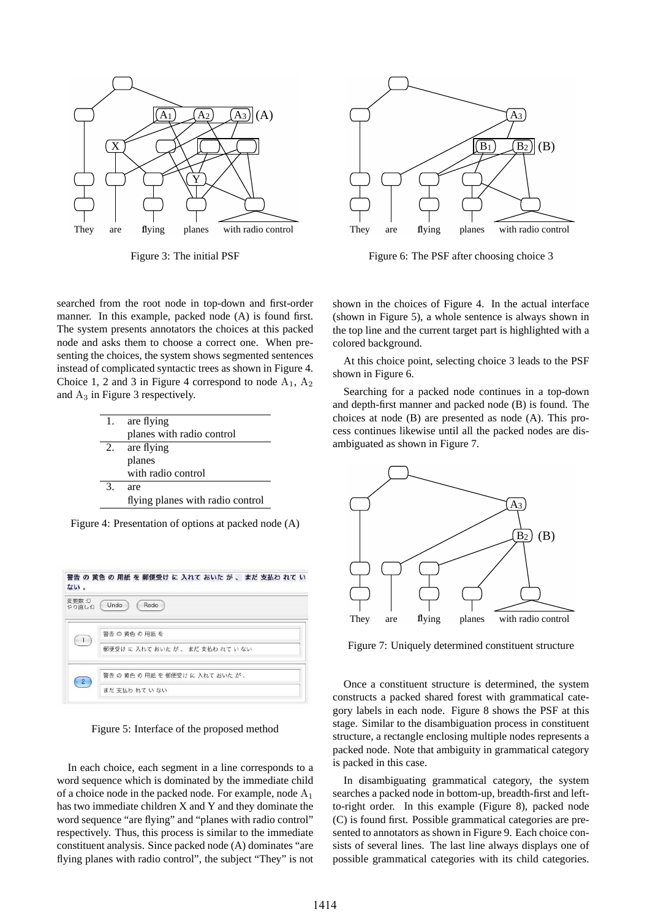Figure 3: The initial PSF

Figure 6: The PSF after choosing choice 3

searched from the root node in top-down and first-order manner. In this example, packed node (A) is found first. The system presents annotators the choices at this packed node and asks them to choose a correct one. When presenting the choices, the system shows segmented sentences instead of complicated syntactic trees as shown in Figure 4. Choice 1, 2 and 3 in Figure 4 correspond to node $A_1$, $A_2$ and $A_3$ in Figure 3 respectively.

| | |
|---|---|
| 1. | are flying<br>planes with radio control |
| 2. | are flying<br>planes<br>with radio control |
| 3. | are<br>flying planes with radio control |

Figure 4: Presentation of options at packed node (A)

Figure 5: Interface of the proposed method

In each choice, each segment in a line corresponds to a word sequence which is dominated by the immediate child of a choice node in the packed node. For example, node $A_1$ has two immediate children X and Y and they dominate the word sequence "are flying" and "planes with radio control" respectively. Thus, this process is similar to the immediate constituent analysis. Since packed node (A) dominates "are flying planes with radio control", the subject "They" is not shown in the choices of Figure 4. In the actual interface (shown in Figure 5), a whole sentence is always shown in the top line and the current target part is highlighted with a colored background.

At this choice point, selecting choice 3 leads to the PSF shown in Figure 6.

Searching for a packed node continues in a top-down and depth-first manner and packed node (B) is found. The choices at node (B) are presented as node (A). This process continues likewise until all the packed nodes are disambiguated as shown in Figure 7.

Figure 7: Uniquely determined constituent structure

Once a constituent structure is determined, the system constructs a packed shared forest with grammatical category labels in each node. Figure 8 shows the PSF at this stage. Similar to the disambiguation process in constituent structure, a rectangle enclosing multiple nodes represents a packed node. Note that ambiguity in grammatical category is packed in this case.

In disambiguating grammatical category, the system searches a packed node in bottom-up, breadth-first and left-to-right order. In this example (Figure 8), packed node (C) is found first. Possible grammatical categories are presented to annotators as shown in Figure 9. Each choice consists of several lines. The last line always displays one of possible grammatical categories with its child categories.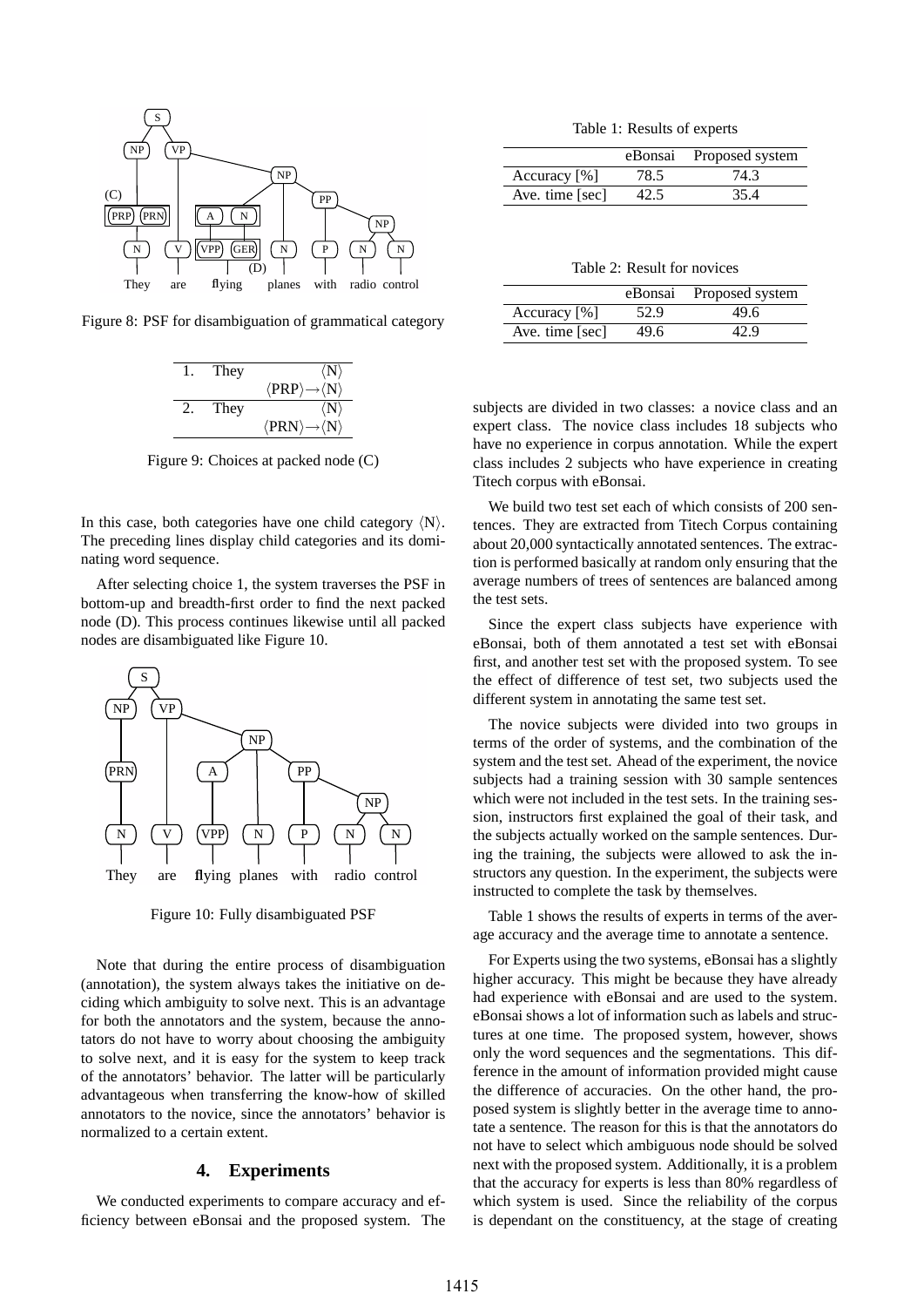Figure 8: PSF for disambiguation of grammatical category

| 1. | They | ⟨N⟩ |
|---|---|---|
| | | ⟨PRP⟩→⟨N⟩ |
| 2. | They | ⟨N⟩ |
| | | ⟨PRN⟩→⟨N⟩ |

Figure 9: Choices at packed node (C)

In this case, both categories have one child category ⟨N⟩. The preceding lines display child categories and its dominating word sequence.

After selecting choice 1, the system traverses the PSF in bottom-up and breadth-first order to find the next packed node (D). This process continues likewise until all packed nodes are disambiguated like Figure 10.

Figure 10: Fully disambiguated PSF

Note that during the entire process of disambiguation (annotation), the system always takes the initiative on deciding which ambiguity to solve next. This is an advantage for both the annotators and the system, because the annotators do not have to worry about choosing the ambiguity to solve next, and it is easy for the system to keep track of the annotators' behavior. The latter will be particularly advantageous when transferring the know-how of skilled annotators to the novice, since the annotators' behavior is normalized to a certain extent.

## 4. Experiments

We conducted experiments to compare accuracy and efficiency between eBonsai and the proposed system. The subjects are divided in two classes: a novice class and an expert class. The novice class includes 18 subjects who have no experience in corpus annotation. While the expert class includes 2 subjects who have experience in creating Titech corpus with eBonsai.

We build two test set each of which consists of 200 sentences. They are extracted from Titech Corpus containing about 20,000 syntactically annotated sentences. The extraction is performed basically at random only ensuring that the average numbers of trees of sentences are balanced among the test sets.

Since the expert class subjects have experience with eBonsai, both of them annotated a test set with eBonsai first, and another test set with the proposed system. To see the effect of difference of test set, two subjects used the different system in annotating the same test set.

The novice subjects were divided into two groups in terms of the order of systems, and the combination of the system and the test set. Ahead of the experiment, the novice subjects had a training session with 30 sample sentences which were not included in the test sets. In the training session, instructors first explained the goal of their task, and the subjects actually worked on the sample sentences. During the training, the subjects were allowed to ask the instructors any question. In the experiment, the subjects were instructed to complete the task by themselves.

Table 1: Results of experts

| | eBonsai | Proposed system |
|---|---|---|
| Accuracy [%] | 78.5 | 74.3 |
| Ave. time [sec] | 42.5 | 35.4 |

Table 2: Result for novices

| | eBonsai | Proposed system |
|---|---|---|
| Accuracy [%] | 52.9 | 49.6 |
| Ave. time [sec] | 49.6 | 42.9 |

Table 1 shows the results of experts in terms of the average accuracy and the average time to annotate a sentence.

For Experts using the two systems, eBonsai has a slightly higher accuracy. This might be because they have already had experience with eBonsai and are used to the system. eBonsai shows a lot of information such as labels and structures at one time. The proposed system, however, shows only the word sequences and the segmentations. This difference in the amount of information provided might cause the difference of accuracies. On the other hand, the proposed system is slightly better in the average time to annotate a sentence. The reason for this is that the annotators do not have to select which ambiguous node should be solved next with the proposed system. Additionally, it is a problem that the accuracy for experts is less than 80% regardless of which system is used. Since the reliability of the corpus is dependant on the constituency, at the stage of creating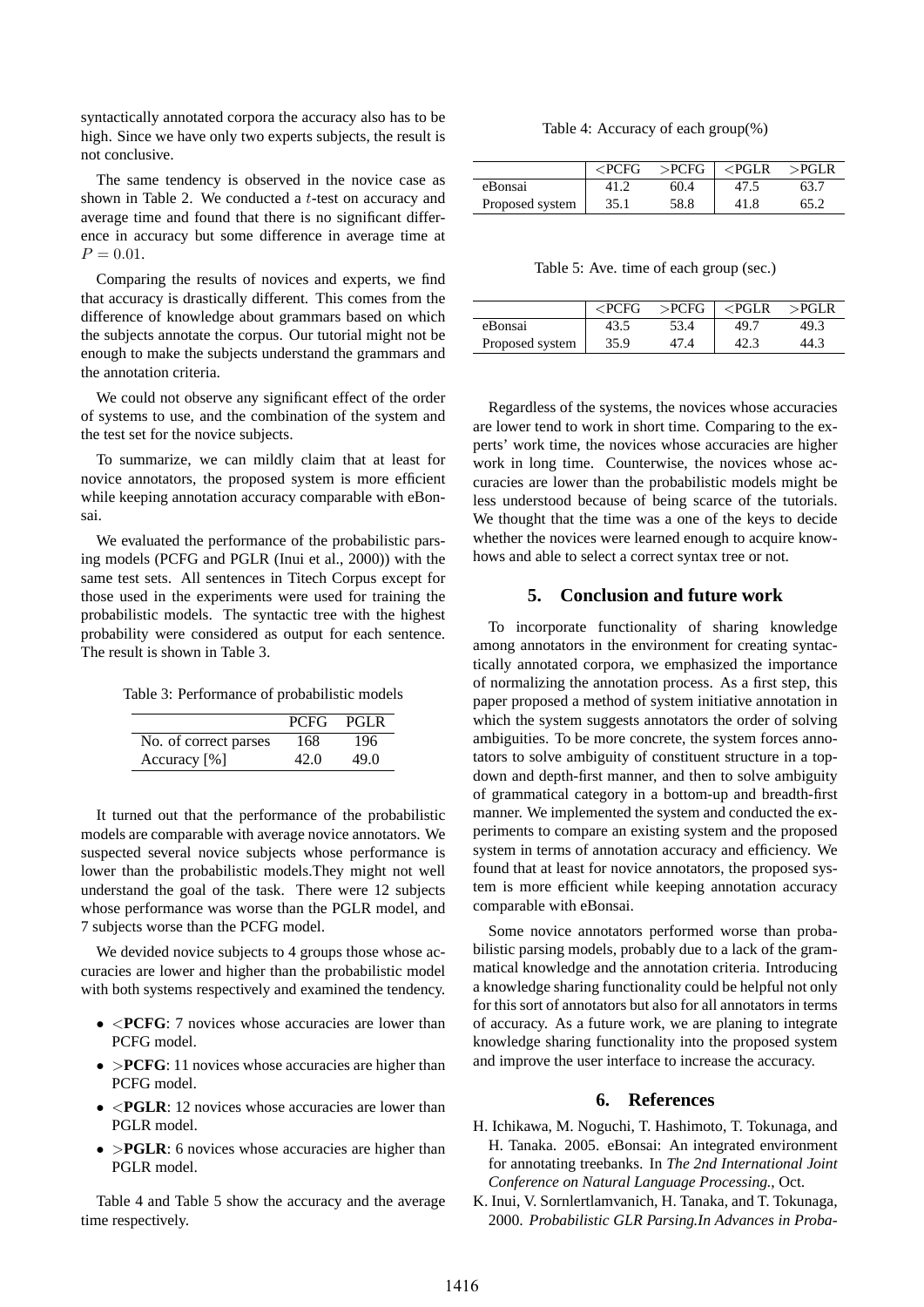syntactically annotated corpora the accuracy also has to be high. Since we have only two experts subjects, the result is not conclusive.

The same tendency is observed in the novice case as shown in Table 2. We conducted a $t$-test on accuracy and average time and found that there is no significant difference in accuracy but some difference in average time at $P = 0.01$.

Comparing the results of novices and experts, we find that accuracy is drastically different. This comes from the difference of knowledge about grammars based on which the subjects annotate the corpus. Our tutorial might not be enough to make the subjects understand the grammars and the annotation criteria.

We could not observe any significant effect of the order of systems to use, and the combination of the system and the test set for the novice subjects.

To summarize, we can mildly claim that at least for novice annotators, the proposed system is more efficient while keeping annotation accuracy comparable with eBonsai.

We evaluated the performance of the probabilistic parsing models (PCFG and PGLR (Inui et al., 2000)) with the same test sets. All sentences in Titech Corpus except for those used in the experiments were used for training the probabilistic models. The syntactic tree with the highest probability were considered as output for each sentence. The result is shown in Table 3.

Table 3: Performance of probabilistic models

| | PCFG | PGLR |
|---|---|---|
| No. of correct parses | 168 | 196 |
| Accuracy [%] | 42.0 | 49.0 |

It turned out that the performance of the probabilistic models are comparable with average novice annotators. We suspected several novice subjects whose performance is lower than the probabilistic models.They might not well understand the goal of the task. There were 12 subjects whose performance was worse than the PGLR model, and 7 subjects worse than the PCFG model.

We devided novice subjects to 4 groups those whose accuracies are lower and higher than the probabilistic model with both systems respectively and examined the tendency.

- **<PCFG**: 7 novices whose accuracies are lower than PCFG model.
- **>PCFG**: 11 novices whose accuracies are higher than PCFG model.
- **<PGLR**: 12 novices whose accuracies are lower than PGLR model.
- **>PGLR**: 6 novices whose accuracies are higher than PGLR model.

Table 4 and Table 5 show the accuracy and the average time respectively.

Table 4: Accuracy of each group(%)

| | <PCFG | >PCFG | <PGLR | >PGLR |
|---|---|---|---|---|
| eBonsai | 41.2 | 60.4 | 47.5 | 63.7 |
| Proposed system | 35.1 | 58.8 | 41.8 | 65.2 |

Table 5: Ave. time of each group (sec.)

| | <PCFG | >PCFG | <PGLR | >PGLR |
|---|---|---|---|---|
| eBonsai | 43.5 | 53.4 | 49.7 | 49.3 |
| Proposed system | 35.9 | 47.4 | 42.3 | 44.3 |

Regardless of the systems, the novices whose accuracies are lower tend to work in short time. Comparing to the experts' work time, the novices whose accuracies are higher work in long time. Counterwise, the novices whose accuracies are lower than the probabilistic models might be less understood because of being scarce of the tutorials. We thought that the time was a one of the keys to decide whether the novices were learned enough to acquire knowhows and able to select a correct syntax tree or not.

## 5. Conclusion and future work

To incorporate functionality of sharing knowledge among annotators in the environment for creating syntactically annotated corpora, we emphasized the importance of normalizing the annotation process. As a first step, this paper proposed a method of system initiative annotation in which the system suggests annotators the order of solving ambiguities. To be more concrete, the system forces annotators to solve ambiguity of constituent structure in a top-down and depth-first manner, and then to solve ambiguity of grammatical category in a bottom-up and breadth-first manner. We implemented the system and conducted the experiments to compare an existing system and the proposed system in terms of annotation accuracy and efficiency. We found that at least for novice annotators, the proposed system is more efficient while keeping annotation accuracy comparable with eBonsai.

Some novice annotators performed worse than probabilistic parsing models, probably due to a lack of the grammatical knowledge and the annotation criteria. Introducing a knowledge sharing functionality could be helpful not only for this sort of annotators but also for all annotators in terms of accuracy. As a future work, we are planing to integrate knowledge sharing functionality into the proposed system and improve the user interface to increase the accuracy.

## 6. References

H. Ichikawa, M. Noguchi, T. Hashimoto, T. Tokunaga, and H. Tanaka. 2005. eBonsai: An integrated environment for annotating treebanks. In *The 2nd International Joint Conference on Natural Language Processing.*, Oct.

K. Inui, V. Sornlertlamvanich, H. Tanaka, and T. Tokunaga, 2000. *Probabilistic GLR Parsing.In Advances in Proba-*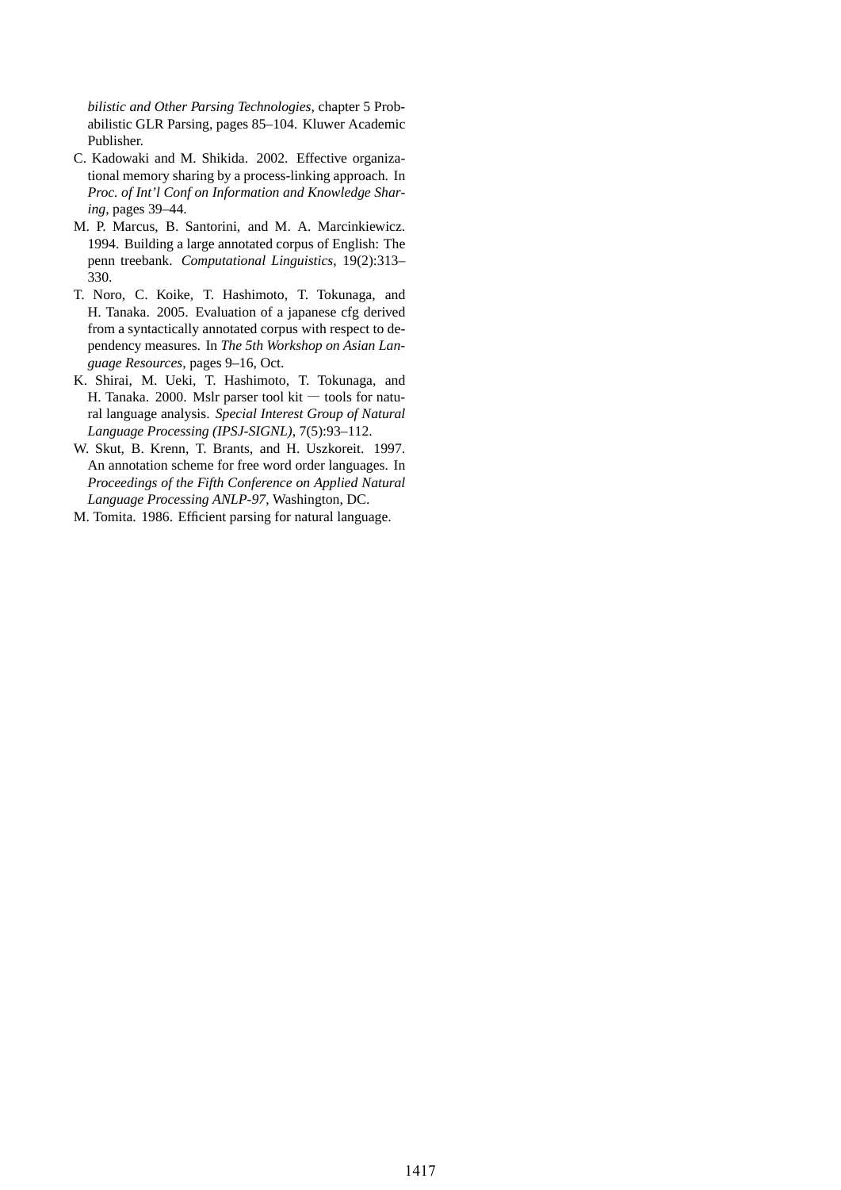*bilistic and Other Parsing Technologies*, chapter 5 Probabilistic GLR Parsing, pages 85–104. Kluwer Academic Publisher.

C. Kadowaki and M. Shikida. 2002. Effective organizational memory sharing by a process-linking approach. In *Proc. of Int'l Conf on Information and Knowledge Sharing*, pages 39–44.

M. P. Marcus, B. Santorini, and M. A. Marcinkiewicz. 1994. Building a large annotated corpus of English: The penn treebank. *Computational Linguistics*, 19(2):313–330.

T. Noro, C. Koike, T. Hashimoto, T. Tokunaga, and H. Tanaka. 2005. Evaluation of a japanese cfg derived from a syntactically annotated corpus with respect to dependency measures. In *The 5th Workshop on Asian Language Resources*, pages 9–16, Oct.

K. Shirai, M. Ueki, T. Hashimoto, T. Tokunaga, and H. Tanaka. 2000. Mslr parser tool kit — tools for natural language analysis. *Special Interest Group of Natural Language Processing (IPSJ-SIGNL)*, 7(5):93–112.

W. Skut, B. Krenn, T. Brants, and H. Uszkoreit. 1997. An annotation scheme for free word order languages. In *Proceedings of the Fifth Conference on Applied Natural Language Processing ANLP-97*, Washington, DC.

M. Tomita. 1986. Efficient parsing for natural language.